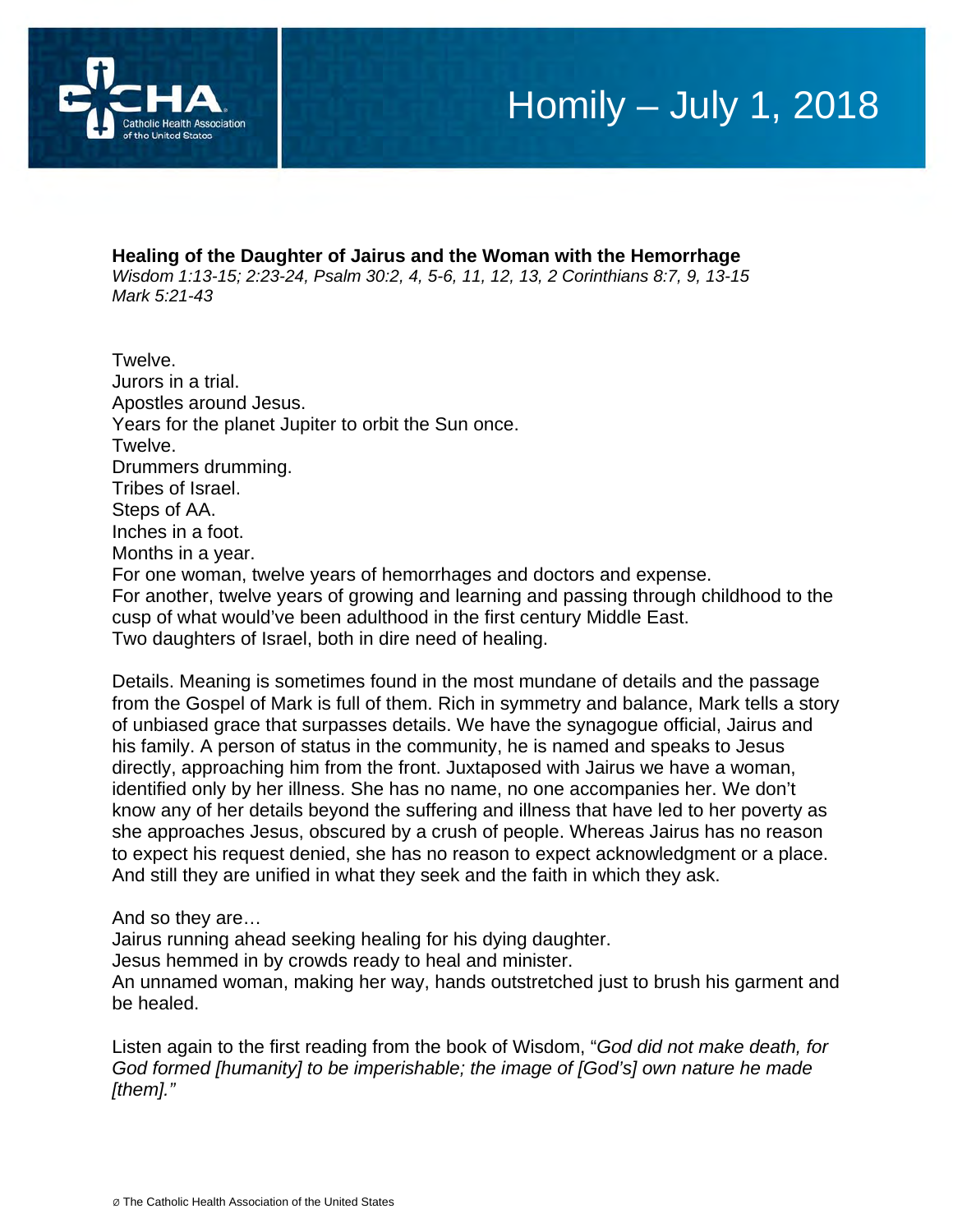# Homily – July 1, 2018

**Healing of the Daughter of Jairus and the Woman with the Hemorrhage**
*Wisdom 1:13-15; 2:23-24, Psalm 30:2, 4, 5-6, 11, 12, 13, 2 Corinthians 8:7, 9, 13-15*
*Mark 5:21-43*

Twelve.
Jurors in a trial.
Apostles around Jesus.
Years for the planet Jupiter to orbit the Sun once.
Twelve.
Drummers drumming.
Tribes of Israel.
Steps of AA.
Inches in a foot.
Months in a year.
For one woman, twelve years of hemorrhages and doctors and expense.
For another, twelve years of growing and learning and passing through childhood to the cusp of what would've been adulthood in the first century Middle East.
Two daughters of Israel, both in dire need of healing.

Details. Meaning is sometimes found in the most mundane of details and the passage from the Gospel of Mark is full of them. Rich in symmetry and balance, Mark tells a story of unbiased grace that surpasses details. We have the synagogue official, Jairus and his family. A person of status in the community, he is named and speaks to Jesus directly, approaching him from the front. Juxtaposed with Jairus we have a woman, identified only by her illness. She has no name, no one accompanies her. We don't know any of her details beyond the suffering and illness that have led to her poverty as she approaches Jesus, obscured by a crush of people. Whereas Jairus has no reason to expect his request denied, she has no reason to expect acknowledgment or a place. And still they are unified in what they seek and the faith in which they ask.

And so they are…
Jairus running ahead seeking healing for his dying daughter.
Jesus hemmed in by crowds ready to heal and minister.
An unnamed woman, making her way, hands outstretched just to brush his garment and be healed.

Listen again to the first reading from the book of Wisdom, "*God did not make death, for God formed [humanity] to be imperishable; the image of [God's] own nature he made [them].*"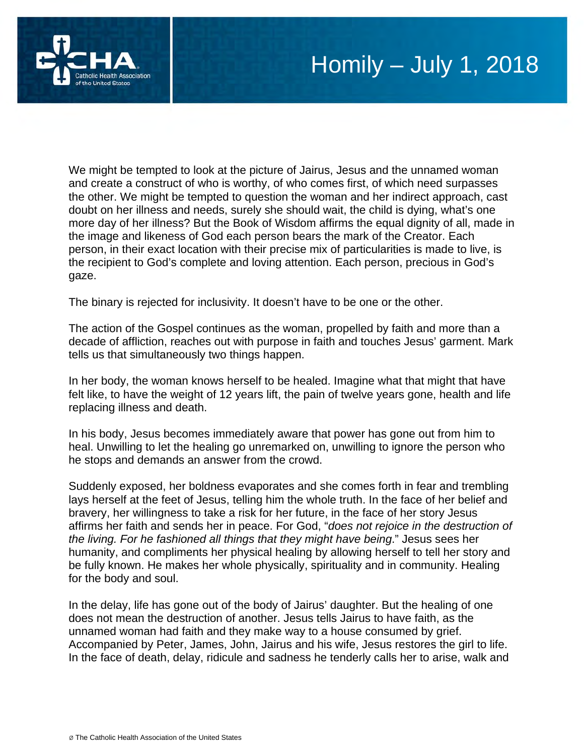We might be tempted to look at the picture of Jairus, Jesus and the unnamed woman and create a construct of who is worthy, of who comes first, of which need surpasses the other. We might be tempted to question the woman and her indirect approach, cast doubt on her illness and needs, surely she should wait, the child is dying, what's one more day of her illness? But the Book of Wisdom affirms the equal dignity of all, made in the image and likeness of God each person bears the mark of the Creator. Each person, in their exact location with their precise mix of particularities is made to live, is the recipient to God's complete and loving attention. Each person, precious in God's gaze.

The binary is rejected for inclusivity. It doesn't have to be one or the other.

The action of the Gospel continues as the woman, propelled by faith and more than a decade of affliction, reaches out with purpose in faith and touches Jesus' garment. Mark tells us that simultaneously two things happen.

In her body, the woman knows herself to be healed. Imagine what that might that have felt like, to have the weight of 12 years lift, the pain of twelve years gone, health and life replacing illness and death.

In his body, Jesus becomes immediately aware that power has gone out from him to heal. Unwilling to let the healing go unremarked on, unwilling to ignore the person who he stops and demands an answer from the crowd.

Suddenly exposed, her boldness evaporates and she comes forth in fear and trembling lays herself at the feet of Jesus, telling him the whole truth. In the face of her belief and bravery, her willingness to take a risk for her future, in the face of her story Jesus affirms her faith and sends her in peace. For God, "*does not rejoice in the destruction of the living. For he fashioned all things that they might have being.*" Jesus sees her humanity, and compliments her physical healing by allowing herself to tell her story and be fully known. He makes her whole physically, spirituality and in community. Healing for the body and soul.

In the delay, life has gone out of the body of Jairus' daughter. But the healing of one does not mean the destruction of another. Jesus tells Jairus to have faith, as the unnamed woman had faith and they make way to a house consumed by grief. Accompanied by Peter, James, John, Jairus and his wife, Jesus restores the girl to life. In the face of death, delay, ridicule and sadness he tenderly calls her to arise, walk and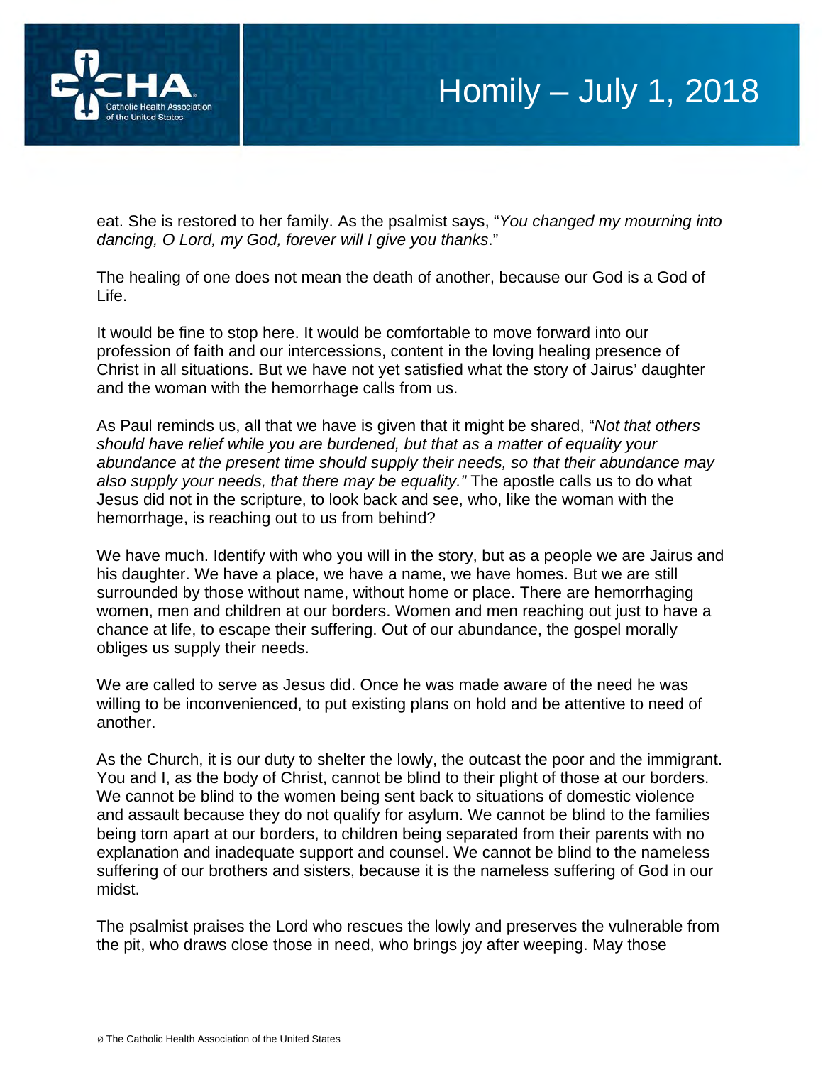eat. She is restored to her family. As the psalmist says, "*You changed my mourning into dancing, O Lord, my God, forever will I give you thanks*."

The healing of one does not mean the death of another, because our God is a God of Life.

It would be fine to stop here. It would be comfortable to move forward into our profession of faith and our intercessions, content in the loving healing presence of Christ in all situations. But we have not yet satisfied what the story of Jairus' daughter and the woman with the hemorrhage calls from us.

As Paul reminds us, all that we have is given that it might be shared, "*Not that others should have relief while you are burdened, but that as a matter of equality your abundance at the present time should supply their needs, so that their abundance may also supply your needs, that there may be equality.*" The apostle calls us to do what Jesus did not in the scripture, to look back and see, who, like the woman with the hemorrhage, is reaching out to us from behind?

We have much. Identify with who you will in the story, but as a people we are Jairus and his daughter. We have a place, we have a name, we have homes. But we are still surrounded by those without name, without home or place. There are hemorrhaging women, men and children at our borders. Women and men reaching out just to have a chance at life, to escape their suffering. Out of our abundance, the gospel morally obliges us supply their needs.

We are called to serve as Jesus did. Once he was made aware of the need he was willing to be inconvenienced, to put existing plans on hold and be attentive to need of another.

As the Church, it is our duty to shelter the lowly, the outcast the poor and the immigrant. You and I, as the body of Christ, cannot be blind to their plight of those at our borders. We cannot be blind to the women being sent back to situations of domestic violence and assault because they do not qualify for asylum. We cannot be blind to the families being torn apart at our borders, to children being separated from their parents with no explanation and inadequate support and counsel. We cannot be blind to the nameless suffering of our brothers and sisters, because it is the nameless suffering of God in our midst.

The psalmist praises the Lord who rescues the lowly and preserves the vulnerable from the pit, who draws close those in need, who brings joy after weeping. May those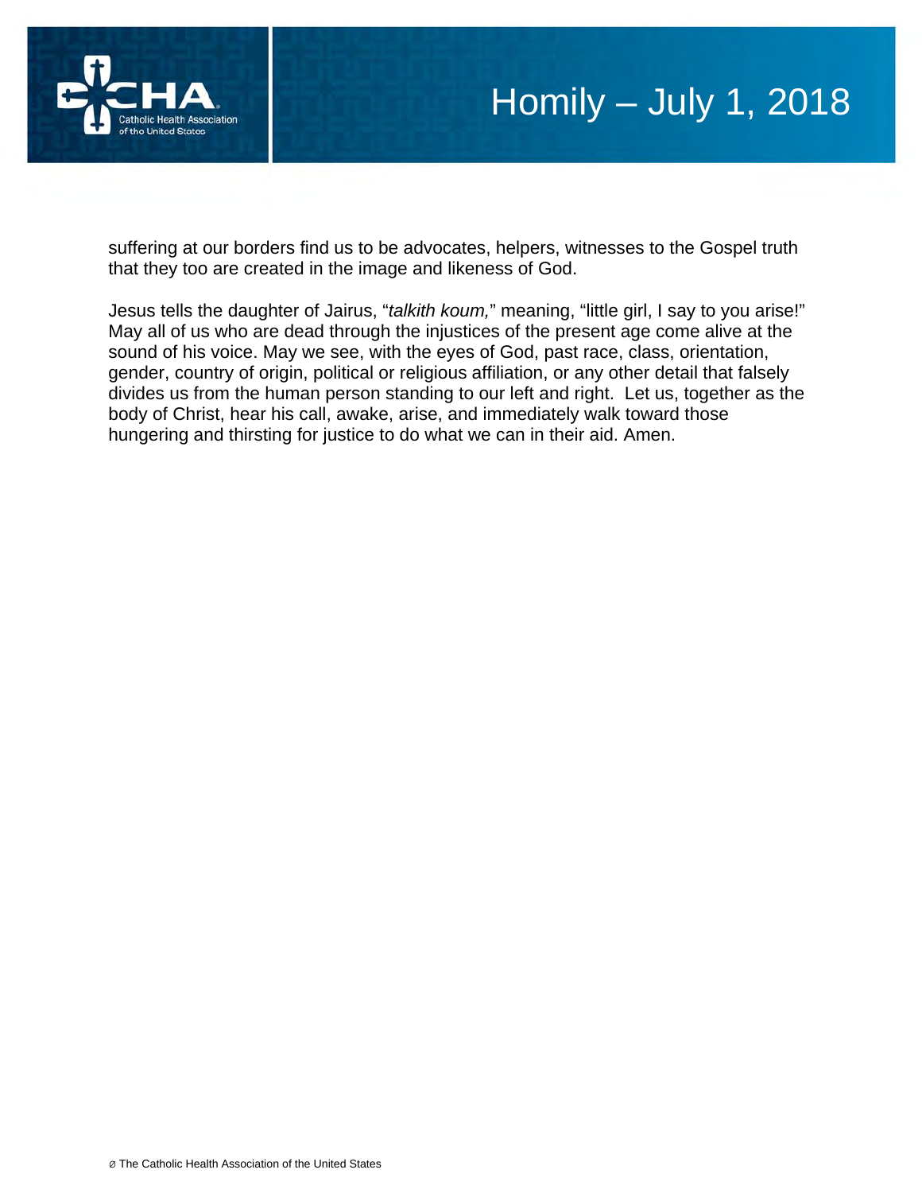suffering at our borders find us to be advocates, helpers, witnesses to the Gospel truth that they too are created in the image and likeness of God.

Jesus tells the daughter of Jairus, "*talkith koum,*" meaning, "little girl, I say to you arise!" May all of us who are dead through the injustices of the present age come alive at the sound of his voice. May we see, with the eyes of God, past race, class, orientation, gender, country of origin, political or religious affiliation, or any other detail that falsely divides us from the human person standing to our left and right. Let us, together as the body of Christ, hear his call, awake, arise, and immediately walk toward those hungering and thirsting for justice to do what we can in their aid. Amen.